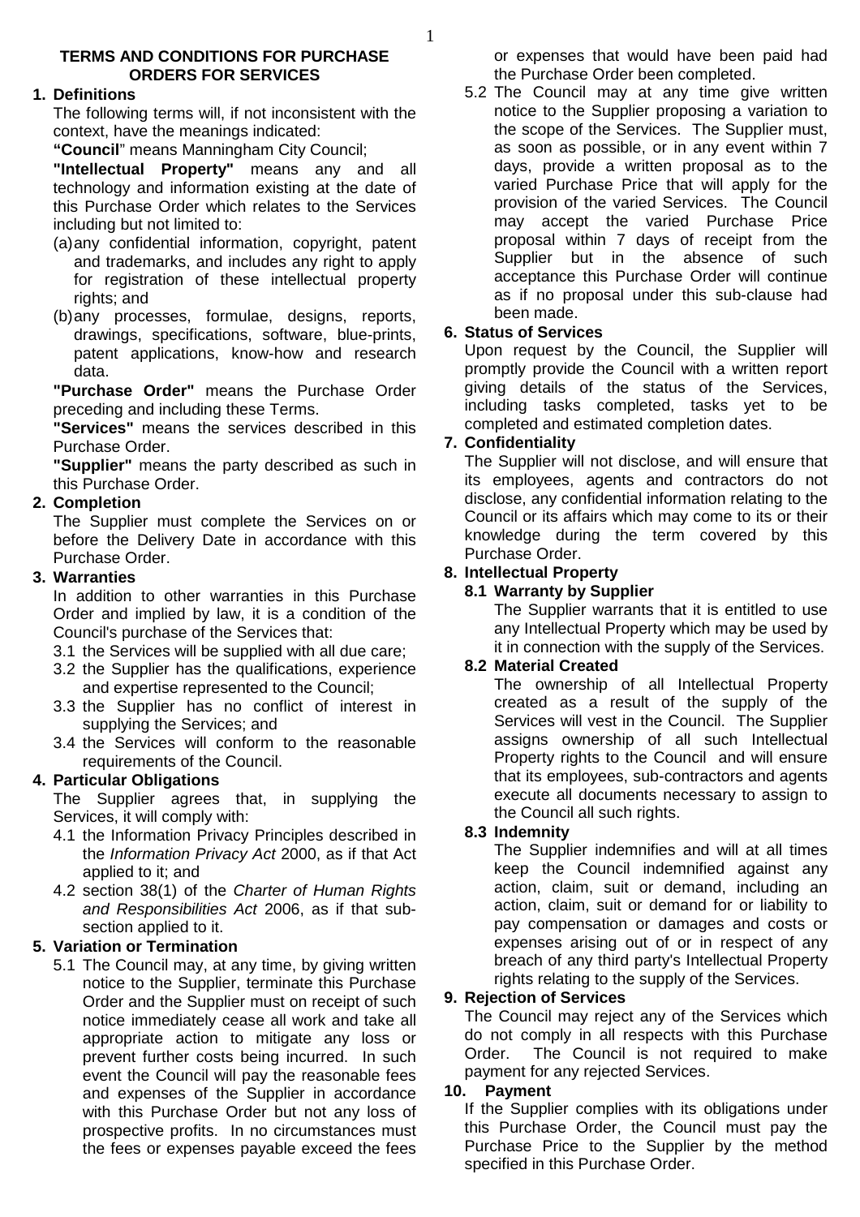# TERMS AND CONDITIONS FOR PURCHASE ORDERS FOR SERVICES

**1. Definitions**

The following terms will, if not inconsistent with the context, have the meanings indicated:

**"Council"** means Manningham City Council;

**"Intellectual Property"** means any and all technology and information existing at the date of this Purchase Order which relates to the Services including but not limited to:

(a) any confidential information, copyright, patent and trademarks, and includes any right to apply for registration of these intellectual property rights; and

(b) any processes, formulae, designs, reports, drawings, specifications, software, blue-prints, patent applications, know-how and research data.

**"Purchase Order"** means the Purchase Order preceding and including these Terms.

**"Services"** means the services described in this Purchase Order.

**"Supplier"** means the party described as such in this Purchase Order.

**2. Completion**

The Supplier must complete the Services on or before the Delivery Date in accordance with this Purchase Order.

**3. Warranties**

In addition to other warranties in this Purchase Order and implied by law, it is a condition of the Council's purchase of the Services that:

3.1 the Services will be supplied with all due care;

3.2 the Supplier has the qualifications, experience and expertise represented to the Council;

3.3 the Supplier has no conflict of interest in supplying the Services; and

3.4 the Services will conform to the reasonable requirements of the Council.

**4. Particular Obligations**

The Supplier agrees that, in supplying the Services, it will comply with:

4.1 the Information Privacy Principles described in the *Information Privacy Act* 2000, as if that Act applied to it; and

4.2 section 38(1) of the *Charter of Human Rights and Responsibilities Act* 2006, as if that sub-section applied to it.

**5. Variation or Termination**

5.1 The Council may, at any time, by giving written notice to the Supplier, terminate this Purchase Order and the Supplier must on receipt of such notice immediately cease all work and take all appropriate action to mitigate any loss or prevent further costs being incurred. In such event the Council will pay the reasonable fees and expenses of the Supplier in accordance with this Purchase Order but not any loss of prospective profits. In no circumstances must the fees or expenses payable exceed the fees or expenses that would have been paid had the Purchase Order been completed.

5.2 The Council may at any time give written notice to the Supplier proposing a variation to the scope of the Services. The Supplier must, as soon as possible, or in any event within 7 days, provide a written proposal as to the varied Purchase Price that will apply for the provision of the varied Services. The Council may accept the varied Purchase Price proposal within 7 days of receipt from the Supplier but in the absence of such acceptance this Purchase Order will continue as if no proposal under this sub-clause had been made.

**6. Status of Services**

Upon request by the Council, the Supplier will promptly provide the Council with a written report giving details of the status of the Services, including tasks completed, tasks yet to be completed and estimated completion dates.

**7. Confidentiality**

The Supplier will not disclose, and will ensure that its employees, agents and contractors do not disclose, any confidential information relating to the Council or its affairs which may come to its or their knowledge during the term covered by this Purchase Order.

**8. Intellectual Property**

**8.1 Warranty by Supplier**

The Supplier warrants that it is entitled to use any Intellectual Property which may be used by it in connection with the supply of the Services.

**8.2 Material Created**

The ownership of all Intellectual Property created as a result of the supply of the Services will vest in the Council. The Supplier assigns ownership of all such Intellectual Property rights to the Council and will ensure that its employees, sub-contractors and agents execute all documents necessary to assign to the Council all such rights.

**8.3 Indemnity**

The Supplier indemnifies and will at all times keep the Council indemnified against any action, claim, suit or demand, including an action, claim, suit or demand for or liability to pay compensation or damages and costs or expenses arising out of or in respect of any breach of any third party's Intellectual Property rights relating to the supply of the Services.

**9. Rejection of Services**

The Council may reject any of the Services which do not comply in all respects with this Purchase Order. The Council is not required to make payment for any rejected Services.

**10. Payment**

If the Supplier complies with its obligations under this Purchase Order, the Council must pay the Purchase Price to the Supplier by the method specified in this Purchase Order.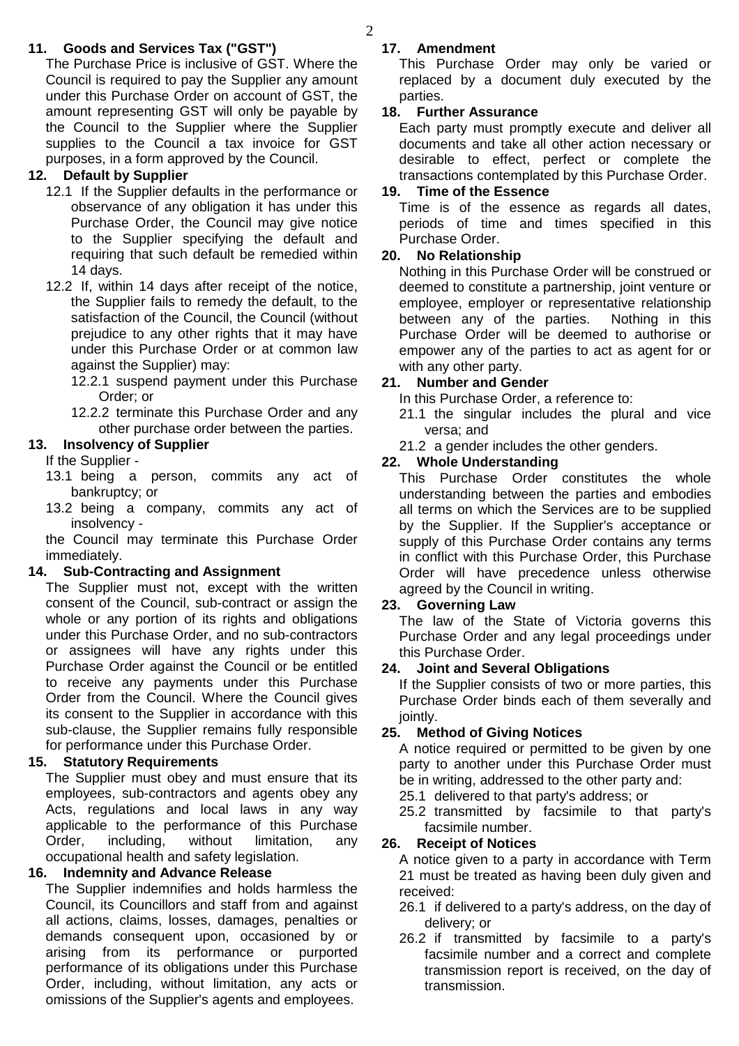## 11. Goods and Services Tax ("GST")

The Purchase Price is inclusive of GST. Where the Council is required to pay the Supplier any amount under this Purchase Order on account of GST, the amount representing GST will only be payable by the Council to the Supplier where the Supplier supplies to the Council a tax invoice for GST purposes, in a form approved by the Council.

## 12. Default by Supplier

12.1 If the Supplier defaults in the performance or observance of any obligation it has under this Purchase Order, the Council may give notice to the Supplier specifying the default and requiring that such default be remedied within 14 days.

12.2 If, within 14 days after receipt of the notice, the Supplier fails to remedy the default, to the satisfaction of the Council, the Council (without prejudice to any other rights that it may have under this Purchase Order or at common law against the Supplier) may:

12.2.1 suspend payment under this Purchase Order; or

12.2.2 terminate this Purchase Order and any other purchase order between the parties.

## 13. Insolvency of Supplier

If the Supplier -

13.1 being a person, commits any act of bankruptcy; or

13.2 being a company, commits any act of insolvency -

the Council may terminate this Purchase Order immediately.

## 14. Sub-Contracting and Assignment

The Supplier must not, except with the written consent of the Council, sub-contract or assign the whole or any portion of its rights and obligations under this Purchase Order, and no sub-contractors or assignees will have any rights under this Purchase Order against the Council or be entitled to receive any payments under this Purchase Order from the Council. Where the Council gives its consent to the Supplier in accordance with this sub-clause, the Supplier remains fully responsible for performance under this Purchase Order.

## 15. Statutory Requirements

The Supplier must obey and must ensure that its employees, sub-contractors and agents obey any Acts, regulations and local laws in any way applicable to the performance of this Purchase Order, including, without limitation, any occupational health and safety legislation.

## 16. Indemnity and Advance Release

The Supplier indemnifies and holds harmless the Council, its Councillors and staff from and against all actions, claims, losses, damages, penalties or demands consequent upon, occasioned by or arising from its performance or purported performance of its obligations under this Purchase Order, including, without limitation, any acts or omissions of the Supplier's agents and employees.

## 17. Amendment

This Purchase Order may only be varied or replaced by a document duly executed by the parties.

## 18. Further Assurance

Each party must promptly execute and deliver all documents and take all other action necessary or desirable to effect, perfect or complete the transactions contemplated by this Purchase Order.

## 19. Time of the Essence

Time is of the essence as regards all dates, periods of time and times specified in this Purchase Order.

## 20. No Relationship

Nothing in this Purchase Order will be construed or deemed to constitute a partnership, joint venture or employee, employer or representative relationship between any of the parties. Nothing in this Purchase Order will be deemed to authorise or empower any of the parties to act as agent for or with any other party.

## 21. Number and Gender

In this Purchase Order, a reference to:

21.1 the singular includes the plural and vice versa; and

21.2 a gender includes the other genders.

## 22. Whole Understanding

This Purchase Order constitutes the whole understanding between the parties and embodies all terms on which the Services are to be supplied by the Supplier. If the Supplier's acceptance or supply of this Purchase Order contains any terms in conflict with this Purchase Order, this Purchase Order will have precedence unless otherwise agreed by the Council in writing.

## 23. Governing Law

The law of the State of Victoria governs this Purchase Order and any legal proceedings under this Purchase Order.

## 24. Joint and Several Obligations

If the Supplier consists of two or more parties, this Purchase Order binds each of them severally and jointly.

## 25. Method of Giving Notices

A notice required or permitted to be given by one party to another under this Purchase Order must be in writing, addressed to the other party and:

25.1 delivered to that party's address; or

25.2 transmitted by facsimile to that party's facsimile number.

## 26. Receipt of Notices

A notice given to a party in accordance with Term 21 must be treated as having been duly given and received:

26.1 if delivered to a party's address, on the day of delivery; or

26.2 if transmitted by facsimile to a party's facsimile number and a correct and complete transmission report is received, on the day of transmission.